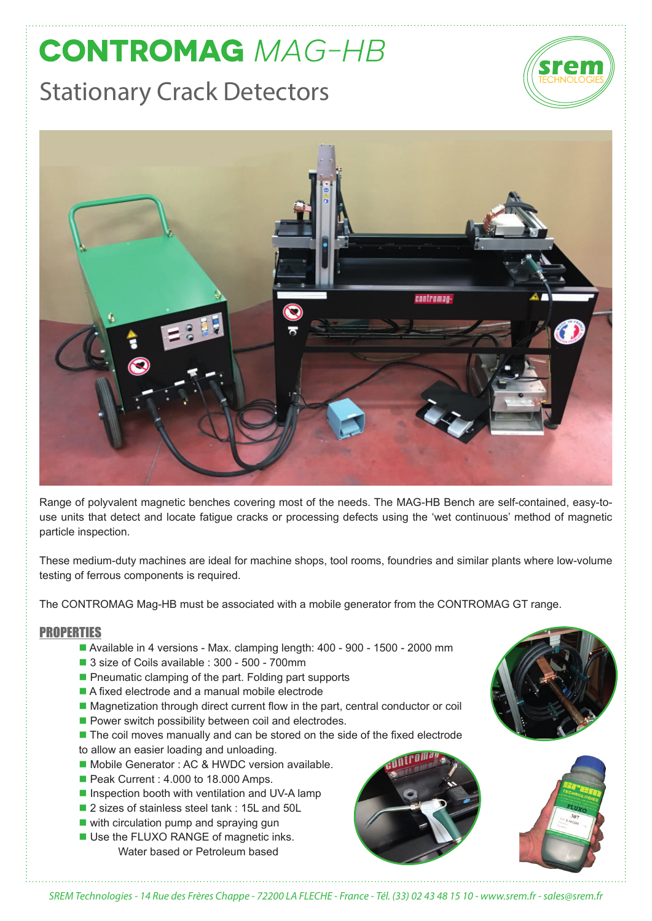# CONTROMAG *MAG-HB*

## Stationary Crack Detectors

Range of polyvalent magnetic benches covering most of the needs. The MAG-HB Bench are self-contained, easy-to-use units that detect and locate fatigue cracks or processing defects using the 'wet continuous' method of magnetic particle inspection.

These medium-duty machines are ideal for machine shops, tool rooms, foundries and similar plants where low-volume testing of ferrous components is required.

The CONTROMAG Mag-HB must be associated with a mobile generator from the CONTROMAG GT range.

### PROPERTIES

- Available in 4 versions - Max. clamping length: 400 - 900 - 1500 - 2000 mm
- 3 size of Coils available : 300 - 500 - 700mm
- Pneumatic clamping of the part. Folding part supports
- A fixed electrode and a manual mobile electrode
- Magnetization through direct current flow in the part, central conductor or coil
- Power switch possibility between coil and electrodes.
- The coil moves manually and can be stored on the side of the fixed electrode to allow an easier loading and unloading.
- Mobile Generator : AC & HWDC version available.
- Peak Current : 4.000 to 18.000 Amps.
- Inspection booth with ventilation and UV-A lamp
- 2 sizes of stainless steel tank : 15L and 50L
- with circulation pump and spraying gun
- Use the FLUXO RANGE of magnetic inks.
  Water based or Petroleum based

*SREM Technologies - 14 Rue des Frères Chappe - 72200 LA FLECHE - France - Tél. (33) 02 43 48 15 10 - www.srem.fr - sales@srem.fr*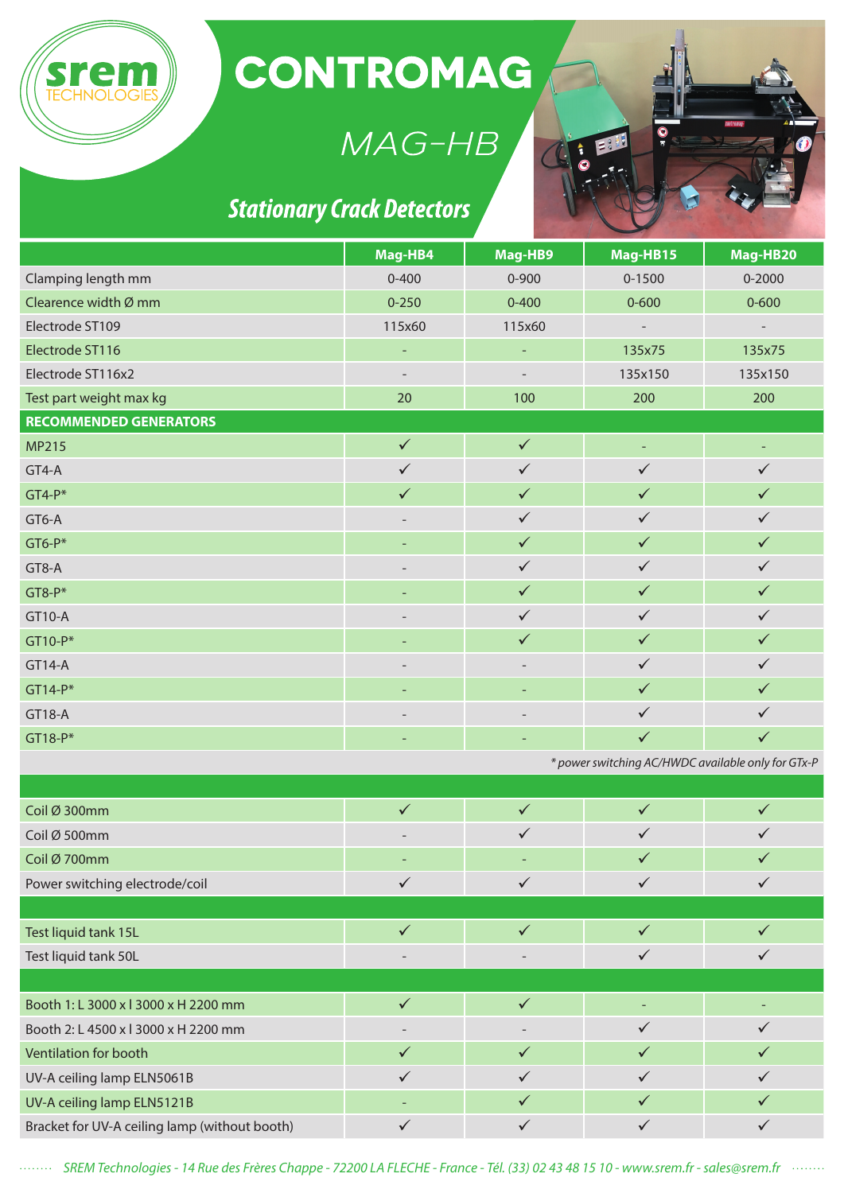# CONTROMAG

## MAG-HB

### Stationary Crack Detectors

| | Mag-HB4 | Mag-HB9 | Mag-HB15 | Mag-HB20 |
|---|---|---|---|---|
| Clamping length mm | 0-400 | 0-900 | 0-1500 | 0-2000 |
| Clearence width Ø mm | 0-250 | 0-400 | 0-600 | 0-600 |
| Electrode ST109 | 115x60 | 115x60 | - | - |
| Electrode ST116 | - | - | 135x75 | 135x75 |
| Electrode ST116x2 | - | - | 135x150 | 135x150 |
| Test part weight max kg | 20 | 100 | 200 | 200 |
| **RECOMMENDED GENERATORS** | | | | |
| MP215 | ✓ | ✓ | - | - |
| GT4-A | ✓ | ✓ | ✓ | ✓ |
| GT4-P* | ✓ | ✓ | ✓ | ✓ |
| GT6-A | - | ✓ | ✓ | ✓ |
| GT6-P* | - | ✓ | ✓ | ✓ |
| GT8-A | - | ✓ | ✓ | ✓ |
| GT8-P* | - | ✓ | ✓ | ✓ |
| GT10-A | - | ✓ | ✓ | ✓ |
| GT10-P* | - | ✓ | ✓ | ✓ |
| GT14-A | - | - | ✓ | ✓ |
| GT14-P* | - | - | ✓ | ✓ |
| GT18-A | - | - | ✓ | ✓ |
| GT18-P* | - | - | ✓ | ✓ |
| | | | | |
| Coil Ø 300mm | ✓ | ✓ | ✓ | ✓ |
| Coil Ø 500mm | - | ✓ | ✓ | ✓ |
| Coil Ø 700mm | - | - | ✓ | ✓ |
| Power switching electrode/coil | ✓ | ✓ | ✓ | ✓ |
| | | | | |
| Test liquid tank 15L | ✓ | ✓ | ✓ | ✓ |
| Test liquid tank 50L | - | - | ✓ | ✓ |
| | | | | |
| Booth 1: L 3000 x l 3000 x H 2200 mm | ✓ | ✓ | - | - |
| Booth 2: L 4500 x l 3000 x H 2200 mm | - | - | ✓ | ✓ |
| Ventilation for booth | ✓ | ✓ | ✓ | ✓ |
| UV-A ceiling lamp ELN5061B | ✓ | ✓ | ✓ | ✓ |
| UV-A ceiling lamp ELN5121B | - | ✓ | ✓ | ✓ |
| Bracket for UV-A ceiling lamp (without booth) | ✓ | ✓ | ✓ | ✓ |

*\* power switching AC/HWDC available only for GTx-P*

*SREM Technologies - 14 Rue des Frères Chappe - 72200 LA FLECHE - France - Tél. (33) 02 43 48 15 10 - www.srem.fr - sales@srem.fr*